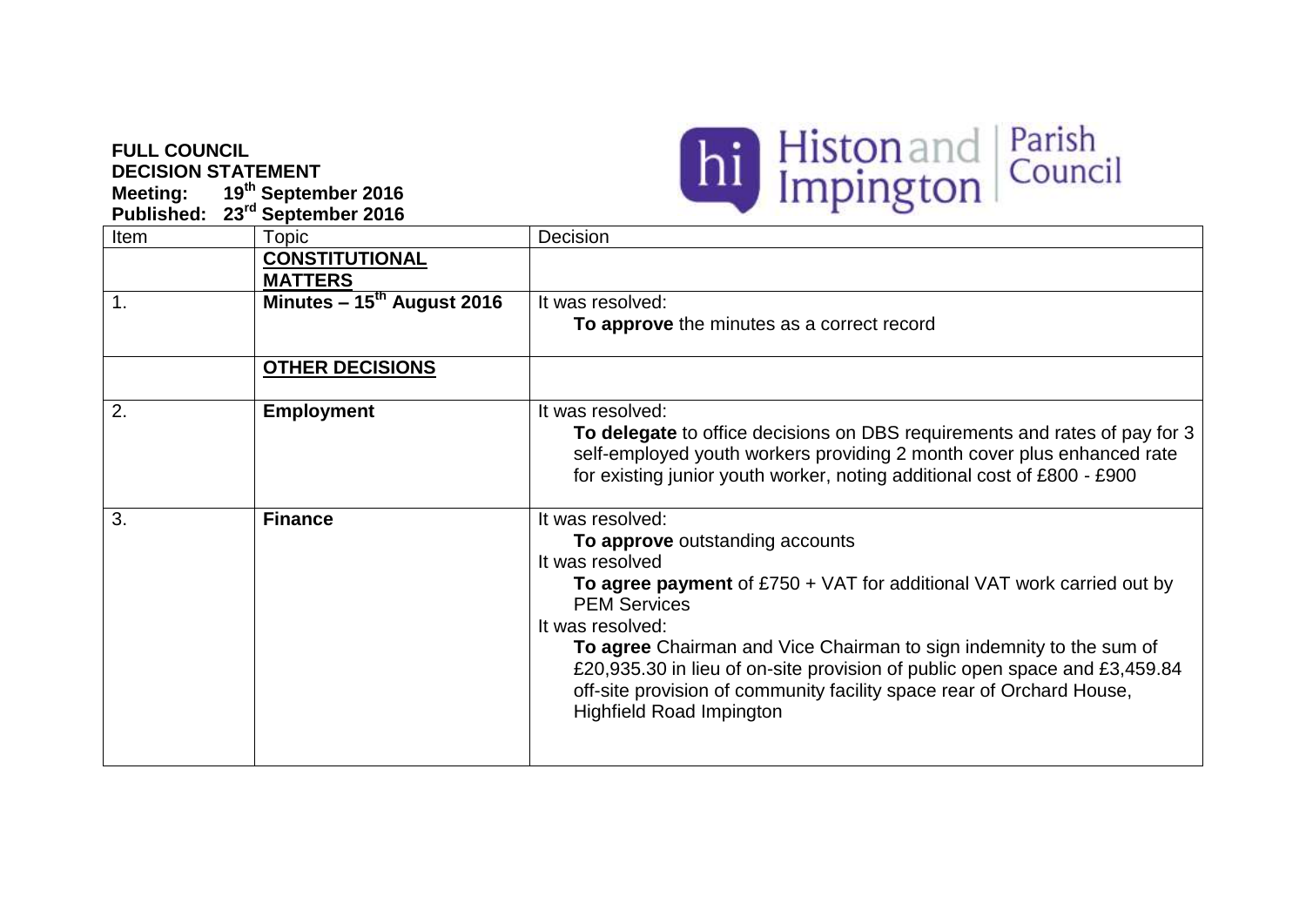**FULL COUNCIL**
**DECISION STATEMENT**
**Meeting: 19th September 2016**
**Published: 23rd September 2016**

Histon and Impington Parish Council

| Item | Topic | Decision |
|---|---|---|
| | **CONSTITUTIONAL MATTERS** | |
| 1. | **Minutes – 15th August 2016** | It was resolved: **To approve** the minutes as a correct record |
| | **OTHER DECISIONS** | |
| 2. | **Employment** | It was resolved: **To delegate** to office decisions on DBS requirements and rates of pay for 3 self-employed youth workers providing 2 month cover plus enhanced rate for existing junior youth worker, noting additional cost of £800 - £900 |
| 3. | **Finance** | It was resolved: **To approve** outstanding accounts<br>It was resolved **To agree payment** of £750 + VAT for additional VAT work carried out by PEM Services<br>It was resolved: **To agree** Chairman and Vice Chairman to sign indemnity to the sum of £20,935.30 in lieu of on-site provision of public open space and £3,459.84 off-site provision of community facility space rear of Orchard House, Highfield Road Impington |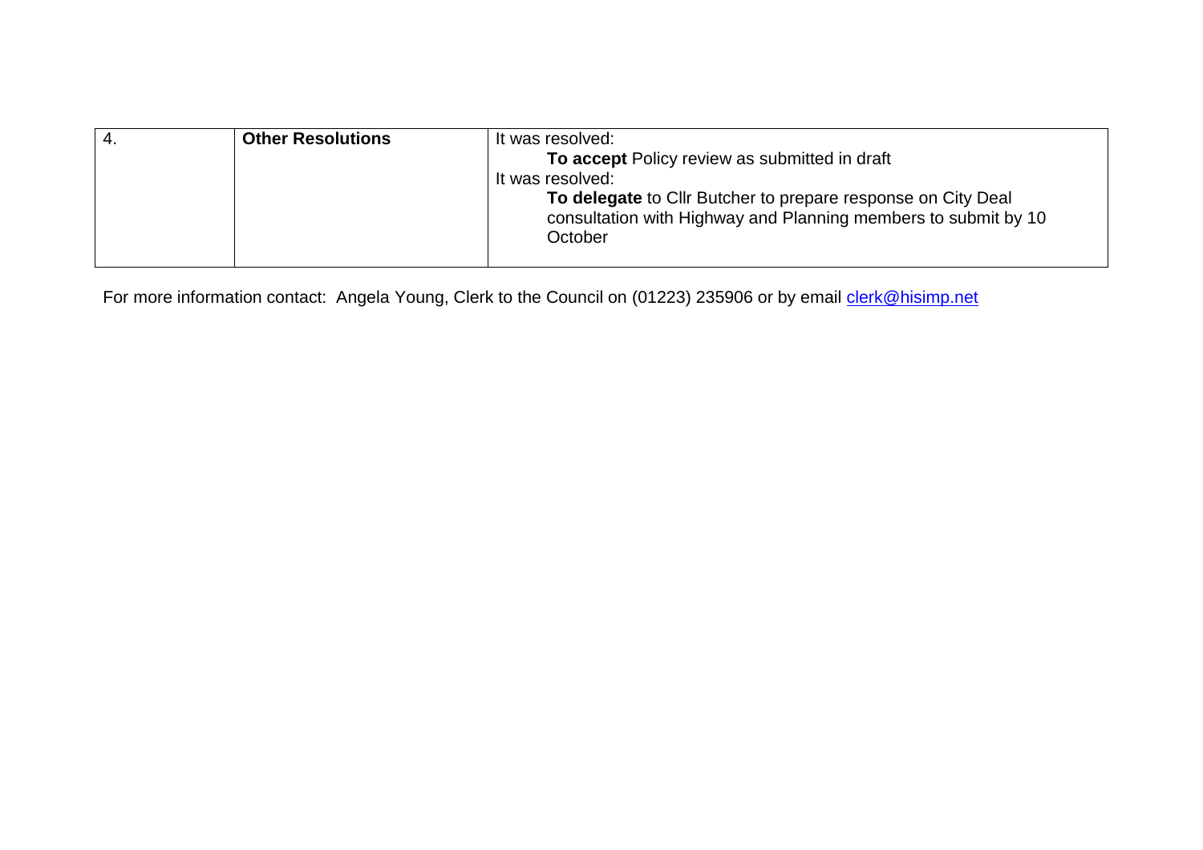| | | |
|---|---|---|
| 4. | **Other Resolutions** | It was resolved:<br>**To accept** Policy review as submitted in draft<br>It was resolved:<br>**To delegate** to Cllr Butcher to prepare response on City Deal consultation with Highway and Planning members to submit by 10 October |

For more information contact: Angela Young, Clerk to the Council on (01223) 235906 or by email clerk@hisimp.net